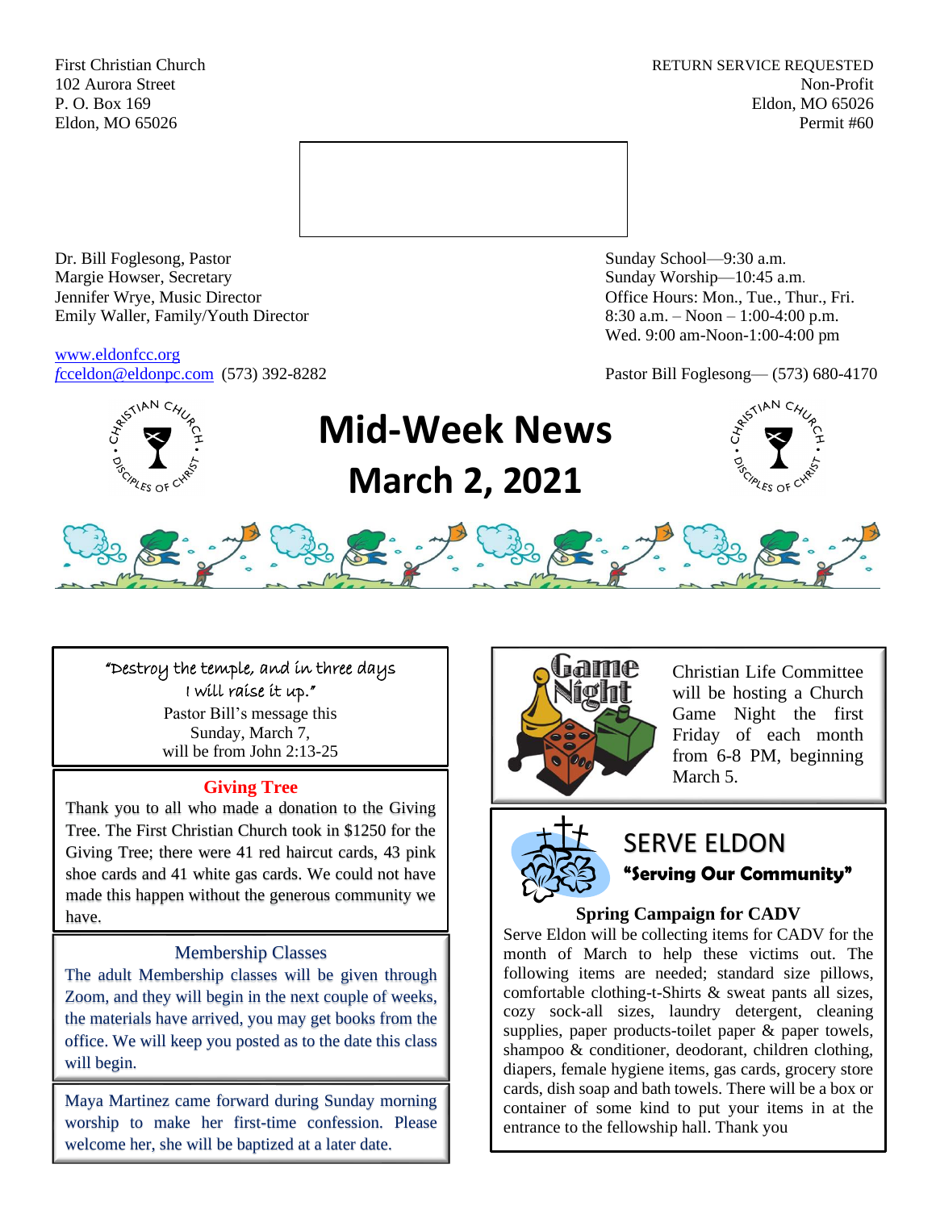First Christian Church
102 Aurora Street
P. O. Box 169
Eldon, MO 65026

RETURN SERVICE REQUESTED
Non-Profit
Eldon, MO 65026
Permit #60

Dr. Bill Foglesong, Pastor
Margie Howser, Secretary
Jennifer Wrye, Music Director
Emily Waller, Family/Youth Director

Sunday School—9:30 a.m.
Sunday Worship—10:45 a.m.
Office Hours: Mon., Tue., Thur., Fri.
8:30 a.m. – Noon – 1:00-4:00 p.m.
Wed. 9:00 am-Noon-1:00-4:00 pm

www.eldonfcc.org
fcceldon@eldonpc.com (573) 392-8282

Pastor Bill Foglesong— (573) 680-4170

# Mid-Week News
# March 2, 2021

"Destroy the temple, and in three days I will raise it up."
Pastor Bill's message this Sunday, March 7, will be from John 2:13-25

## Giving Tree

Thank you to all who made a donation to the Giving Tree. The First Christian Church took in $1250 for the Giving Tree; there were 41 red haircut cards, 43 pink shoe cards and 41 white gas cards. We could not have made this happen without the generous community we have.

## Membership Classes

The adult Membership classes will be given through Zoom, and they will begin in the next couple of weeks, the materials have arrived, you may get books from the office. We will keep you posted as to the date this class will begin.

Maya Martinez came forward during Sunday morning worship to make her first-time confession. Please welcome her, she will be baptized at a later date.

## Game Night

Christian Life Committee will be hosting a Church Game Night the first Friday of each month from 6-8 PM, beginning March 5.

## SERVE ELDON
**"Serving Our Community"**

### Spring Campaign for CADV

Serve Eldon will be collecting items for CADV for the month of March to help these victims out. The following items are needed; standard size pillows, comfortable clothing-t-Shirts & sweat pants all sizes, cozy sock-all sizes, laundry detergent, cleaning supplies, paper products-toilet paper & paper towels, shampoo & conditioner, deodorant, children clothing, diapers, female hygiene items, gas cards, grocery store cards, dish soap and bath towels. There will be a box or container of some kind to put your items in at the entrance to the fellowship hall. Thank you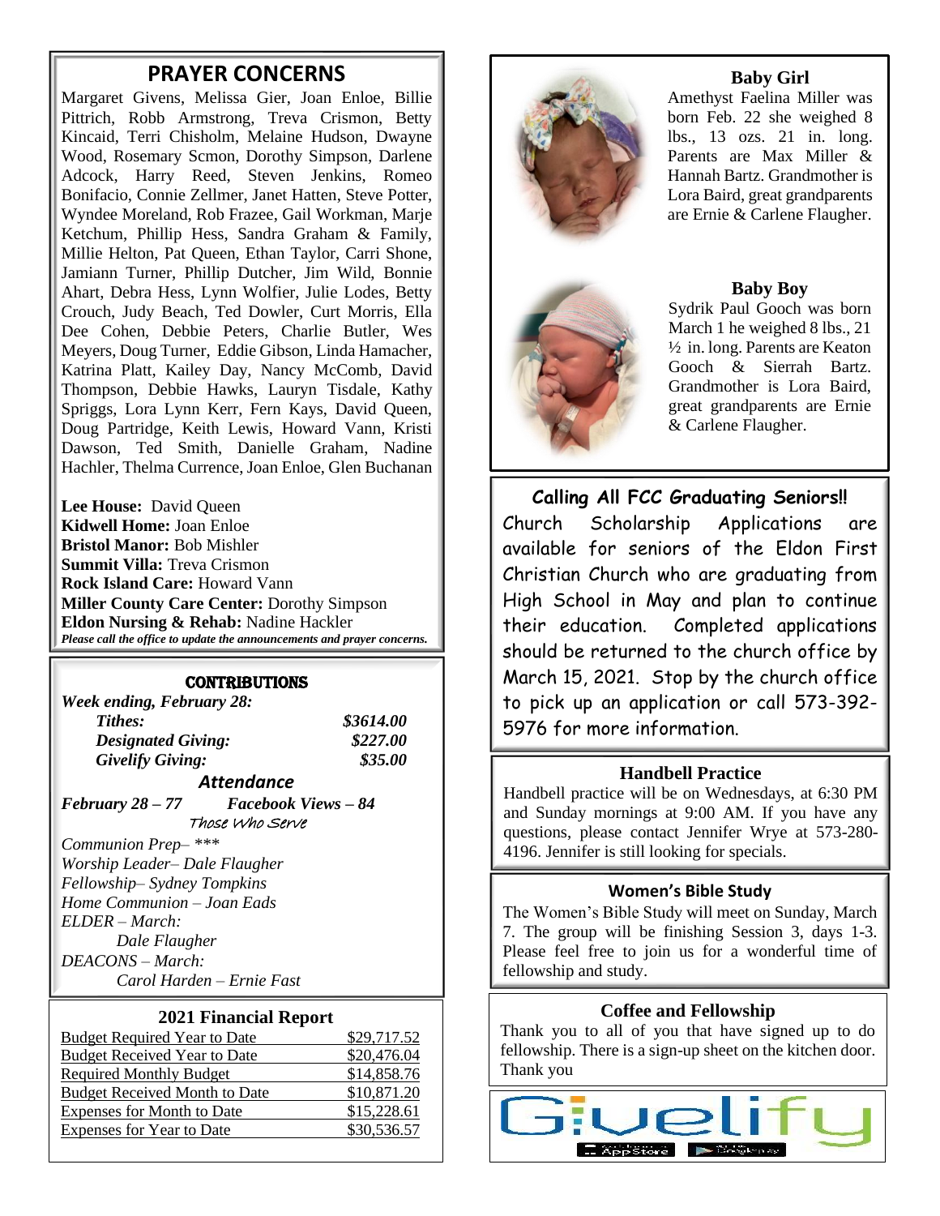## PRAYER CONCERNS

Margaret Givens, Melissa Gier, Joan Enloe, Billie Pittrich, Robb Armstrong, Treva Crismon, Betty Kincaid, Terri Chisholm, Melaine Hudson, Dwayne Wood, Rosemary Scmon, Dorothy Simpson, Darlene Adcock, Harry Reed, Steven Jenkins, Romeo Bonifacio, Connie Zellmer, Janet Hatten, Steve Potter, Wyndee Moreland, Rob Frazee, Gail Workman, Marje Ketchum, Phillip Hess, Sandra Graham & Family, Millie Helton, Pat Queen, Ethan Taylor, Carri Shone, Jamiann Turner, Phillip Dutcher, Jim Wild, Bonnie Ahart, Debra Hess, Lynn Wolfier, Julie Lodes, Betty Crouch, Judy Beach, Ted Dowler, Curt Morris, Ella Dee Cohen, Debbie Peters, Charlie Butler, Wes Meyers, Doug Turner, Eddie Gibson, Linda Hamacher, Katrina Platt, Kailey Day, Nancy McComb, David Thompson, Debbie Hawks, Lauryn Tisdale, Kathy Spriggs, Lora Lynn Kerr, Fern Kays, David Queen, Doug Partridge, Keith Lewis, Howard Vann, Kristi Dawson, Ted Smith, Danielle Graham, Nadine Hachler, Thelma Currence, Joan Enloe, Glen Buchanan

**Lee House:** David Queen
**Kidwell Home:** Joan Enloe
**Bristol Manor:** Bob Mishler
**Summit Villa:** Treva Crismon
**Rock Island Care:** Howard Vann
**Miller County Care Center:** Dorothy Simpson
**Eldon Nursing & Rehab:** Nadine Hackler

***Please call the office to update the announcements and prayer concerns.***

## CONTRIBUTIONS

***Week ending, February 28:***

| | |
|---|---|
| ***Tithes:*** | ***$3614.00*** |
| ***Designated Giving:*** | ***$227.00*** |
| ***Givelify Giving:*** | ***$35.00*** |

### *Attendance*

***February 28 – 77*** ***Facebook Views – 84***

*Those Who Serve*

*Communion Prep– \*\*\**
*Worship Leader– Dale Flaugher*
*Fellowship– Sydney Tompkins*
*Home Communion – Joan Eads*
*ELDER – March:*
*Dale Flaugher*
*DEACONS – March:*
*Carol Harden – Ernie Fast*

## 2021 Financial Report

| | |
|---|---|
| Budget Required Year to Date | $29,717.52 |
| Budget Received Year to Date | $20,476.04 |
| Required Monthly Budget | $14,858.76 |
| Budget Received Month to Date | $10,871.20 |
| Expenses for Month to Date | $15,228.61 |
| Expenses for Year to Date | $30,536.57 |

### Baby Girl

Amethyst Faelina Miller was born Feb. 22 she weighed 8 lbs., 13 ozs. 21 in. long. Parents are Max Miller & Hannah Bartz. Grandmother is Lora Baird, great grandparents are Ernie & Carlene Flaugher.

### Baby Boy

Sydrik Paul Gooch was born March 1 he weighed 8 lbs., 21 ½ in. long. Parents are Keaton Gooch & Sierrah Bartz. Grandmother is Lora Baird, great grandparents are Ernie & Carlene Flaugher.

## Calling All FCC Graduating Seniors!!

Church Scholarship Applications are available for seniors of the Eldon First Christian Church who are graduating from High School in May and plan to continue their education. Completed applications should be returned to the church office by March 15, 2021. Stop by the church office to pick up an application or call 573-392-5976 for more information.

## Handbell Practice

Handbell practice will be on Wednesdays, at 6:30 PM and Sunday mornings at 9:00 AM. If you have any questions, please contact Jennifer Wrye at 573-280-4196. Jennifer is still looking for specials.

## Women's Bible Study

The Women's Bible Study will meet on Sunday, March 7. The group will be finishing Session 3, days 1-3. Please feel free to join us for a wonderful time of fellowship and study.

## Coffee and Fellowship

Thank you to all of you that have signed up to do fellowship. There is a sign-up sheet on the kitchen door. Thank you

Givelify